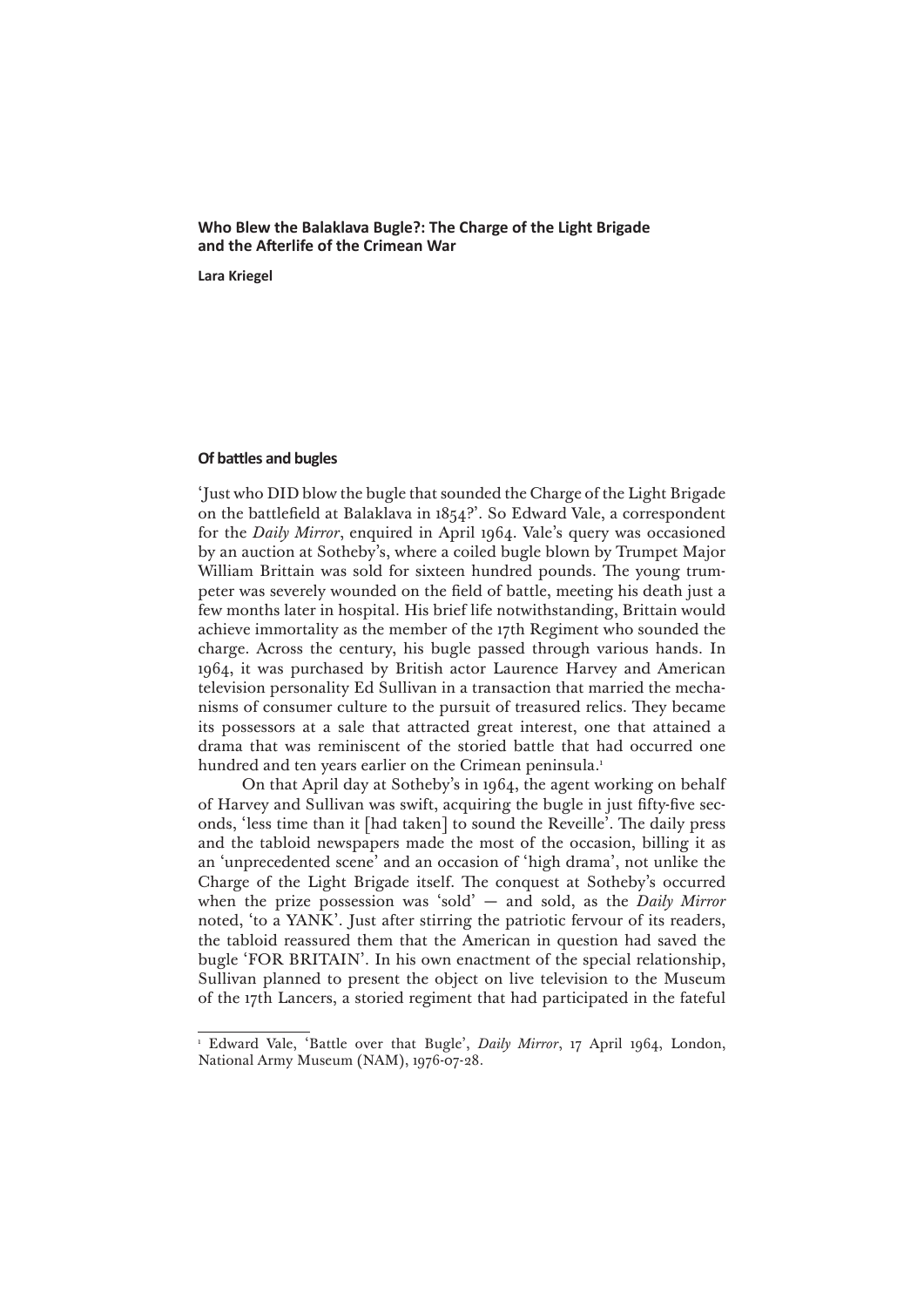# Who Blew the Balaklava Bugle?: The Charge of the Light Brigade and the Afterlife of the Crimean War

**Lara Kriegel**

## Of battles and bugles

'Just who DID blow the bugle that sounded the Charge of the Light Brigade on the battlefield at Balaklava in 1854?'. So Edward Vale, a correspondent for the *Daily Mirror*, enquired in April 1964. Vale's query was occasioned by an auction at Sotheby's, where a coiled bugle blown by Trumpet Major William Brittain was sold for sixteen hundred pounds. The young trumpeter was severely wounded on the field of battle, meeting his death just a few months later in hospital. His brief life notwithstanding, Brittain would achieve immortality as the member of the 17th Regiment who sounded the charge. Across the century, his bugle passed through various hands. In 1964, it was purchased by British actor Laurence Harvey and American television personality Ed Sullivan in a transaction that married the mechanisms of consumer culture to the pursuit of treasured relics. They became its possessors at a sale that attracted great interest, one that attained a drama that was reminiscent of the storied battle that had occurred one hundred and ten years earlier on the Crimean peninsula.[1]

On that April day at Sotheby's in 1964, the agent working on behalf of Harvey and Sullivan was swift, acquiring the bugle in just fifty-five seconds, 'less time than it [had taken] to sound the Reveille'. The daily press and the tabloid newspapers made the most of the occasion, billing it as an 'unprecedented scene' and an occasion of 'high drama', not unlike the Charge of the Light Brigade itself. The conquest at Sotheby's occurred when the prize possession was 'sold' — and sold, as the *Daily Mirror* noted, 'to a YANK'. Just after stirring the patriotic fervour of its readers, the tabloid reassured them that the American in question had saved the bugle 'FOR BRITAIN'. In his own enactment of the special relationship, Sullivan planned to present the object on live television to the Museum of the 17th Lancers, a storied regiment that had participated in the fateful

---

[1] Edward Vale, 'Battle over that Bugle', *Daily Mirror*, 17 April 1964, London, National Army Museum (NAM), 1976-07-28.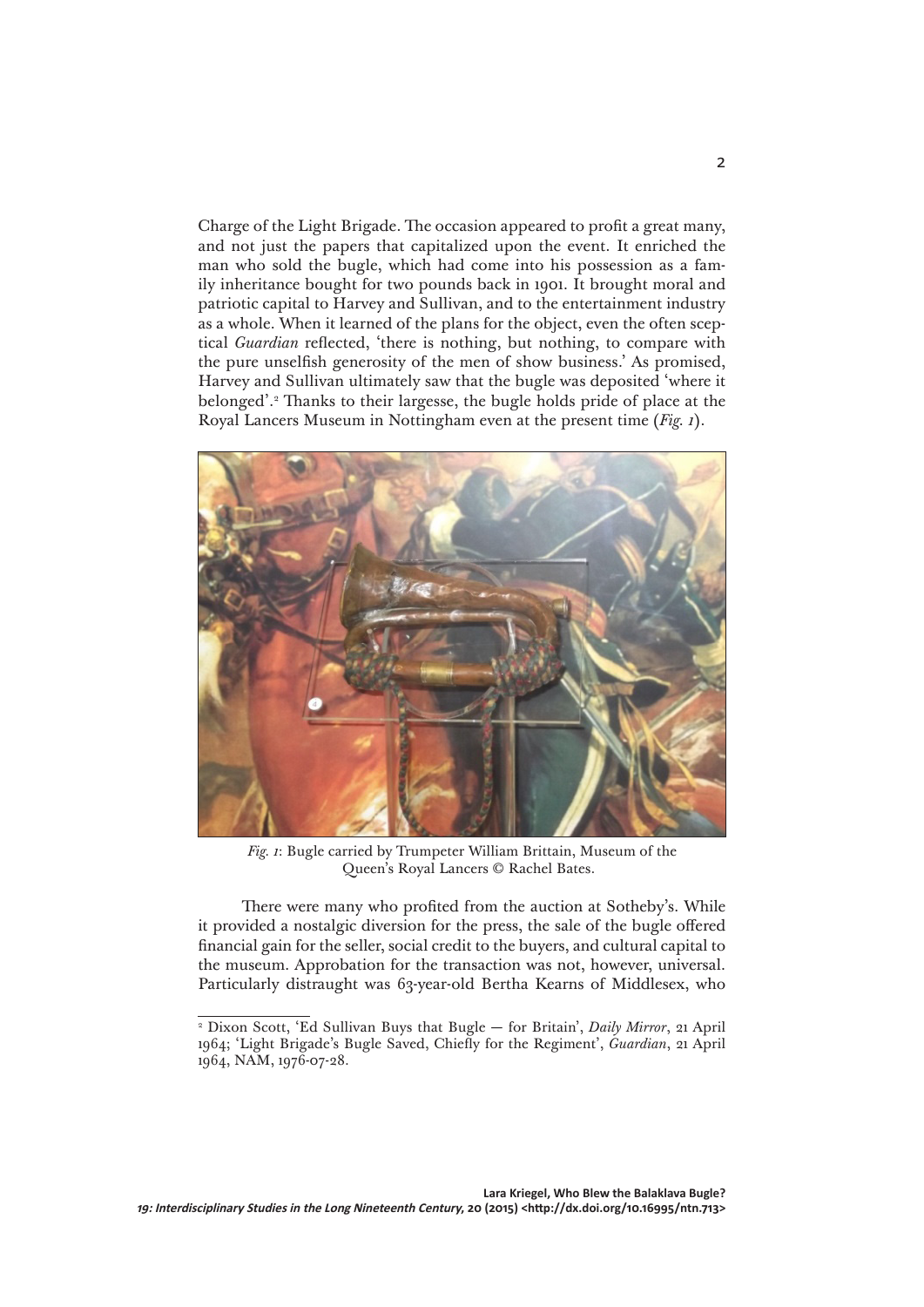Charge of the Light Brigade. The occasion appeared to profit a great many, and not just the papers that capitalized upon the event. It enriched the man who sold the bugle, which had come into his possession as a family inheritance bought for two pounds back in 1901. It brought moral and patriotic capital to Harvey and Sullivan, and to the entertainment industry as a whole. When it learned of the plans for the object, even the often sceptical *Guardian* reflected, 'there is nothing, but nothing, to compare with the pure unselfish generosity of the men of show business.' As promised, Harvey and Sullivan ultimately saw that the bugle was deposited 'where it belonged'.[2] Thanks to their largesse, the bugle holds pride of place at the Royal Lancers Museum in Nottingham even at the present time (*Fig. 1*).

*Fig. 1*: Bugle carried by Trumpeter William Brittain, Museum of the Queen's Royal Lancers © Rachel Bates.

There were many who profited from the auction at Sotheby's. While it provided a nostalgic diversion for the press, the sale of the bugle offered financial gain for the seller, social credit to the buyers, and cultural capital to the museum. Approbation for the transaction was not, however, universal. Particularly distraught was 63-year-old Bertha Kearns of Middlesex, who

[2] Dixon Scott, 'Ed Sullivan Buys that Bugle — for Britain', *Daily Mirror*, 21 April 1964; 'Light Brigade's Bugle Saved, Chiefly for the Regiment', *Guardian*, 21 April 1964, NAM, 1976-07-28.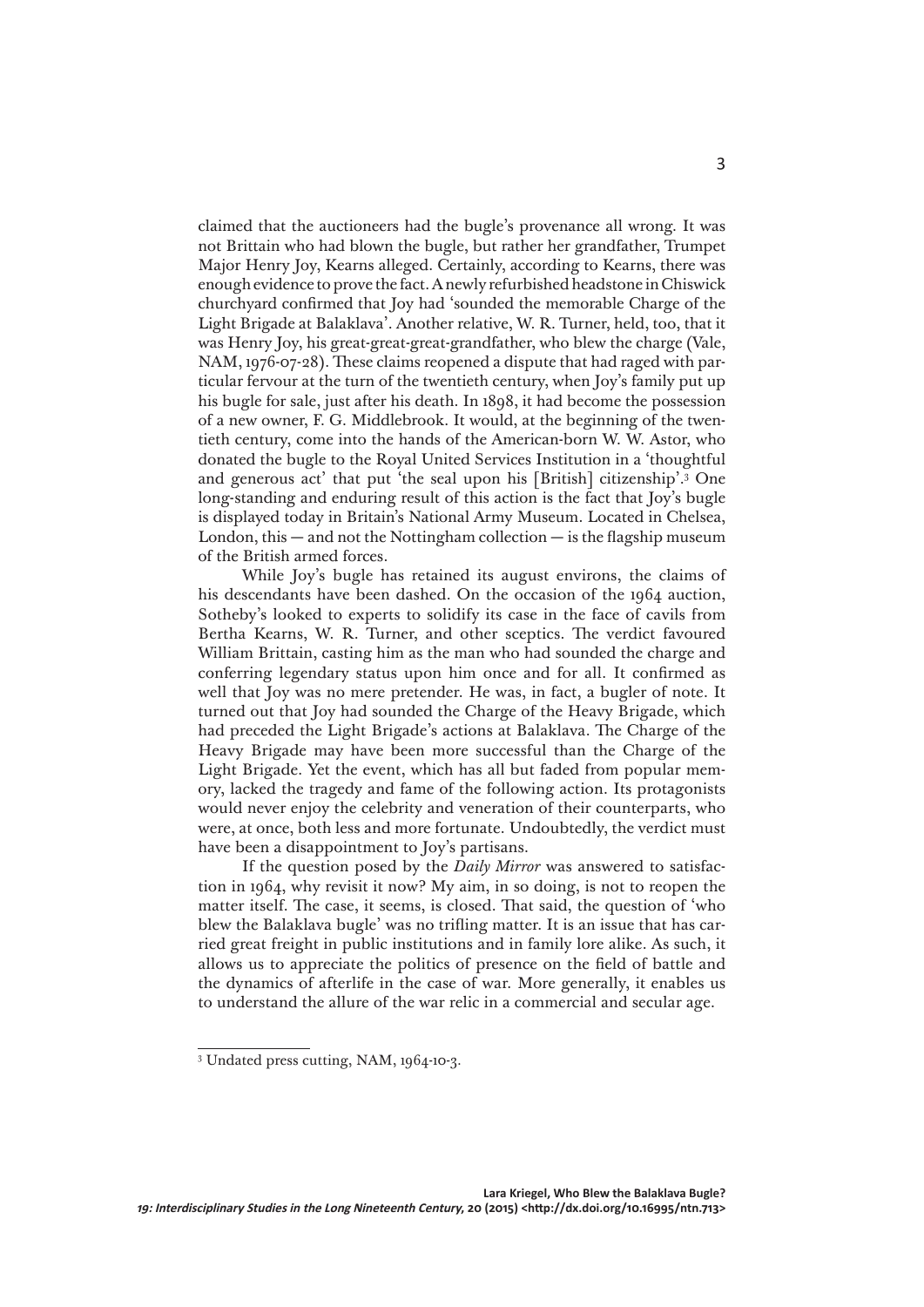claimed that the auctioneers had the bugle's provenance all wrong. It was not Brittain who had blown the bugle, but rather her grandfather, Trumpet Major Henry Joy, Kearns alleged. Certainly, according to Kearns, there was enough evidence to prove the fact. A newly refurbished headstone in Chiswick churchyard confirmed that Joy had 'sounded the memorable Charge of the Light Brigade at Balaklava'. Another relative, W. R. Turner, held, too, that it was Henry Joy, his great-great-great-grandfather, who blew the charge (Vale, NAM, 1976-07-28). These claims reopened a dispute that had raged with particular fervour at the turn of the twentieth century, when Joy's family put up his bugle for sale, just after his death. In 1898, it had become the possession of a new owner, F. G. Middlebrook. It would, at the beginning of the twentieth century, come into the hands of the American-born W. W. Astor, who donated the bugle to the Royal United Services Institution in a 'thoughtful and generous act' that put 'the seal upon his [British] citizenship'.[3] One long-standing and enduring result of this action is the fact that Joy's bugle is displayed today in Britain's National Army Museum. Located in Chelsea, London, this — and not the Nottingham collection — is the flagship museum of the British armed forces.

While Joy's bugle has retained its august environs, the claims of his descendants have been dashed. On the occasion of the 1964 auction, Sotheby's looked to experts to solidify its case in the face of cavils from Bertha Kearns, W. R. Turner, and other sceptics. The verdict favoured William Brittain, casting him as the man who had sounded the charge and conferring legendary status upon him once and for all. It confirmed as well that Joy was no mere pretender. He was, in fact, a bugler of note. It turned out that Joy had sounded the Charge of the Heavy Brigade, which had preceded the Light Brigade's actions at Balaklava. The Charge of the Heavy Brigade may have been more successful than the Charge of the Light Brigade. Yet the event, which has all but faded from popular memory, lacked the tragedy and fame of the following action. Its protagonists would never enjoy the celebrity and veneration of their counterparts, who were, at once, both less and more fortunate. Undoubtedly, the verdict must have been a disappointment to Joy's partisans.

If the question posed by the *Daily Mirror* was answered to satisfaction in 1964, why revisit it now? My aim, in so doing, is not to reopen the matter itself. The case, it seems, is closed. That said, the question of 'who blew the Balaklava bugle' was no trifling matter. It is an issue that has carried great freight in public institutions and in family lore alike. As such, it allows us to appreciate the politics of presence on the field of battle and the dynamics of afterlife in the case of war. More generally, it enables us to understand the allure of the war relic in a commercial and secular age.

---

[3] Undated press cutting, NAM, 1964-10-3.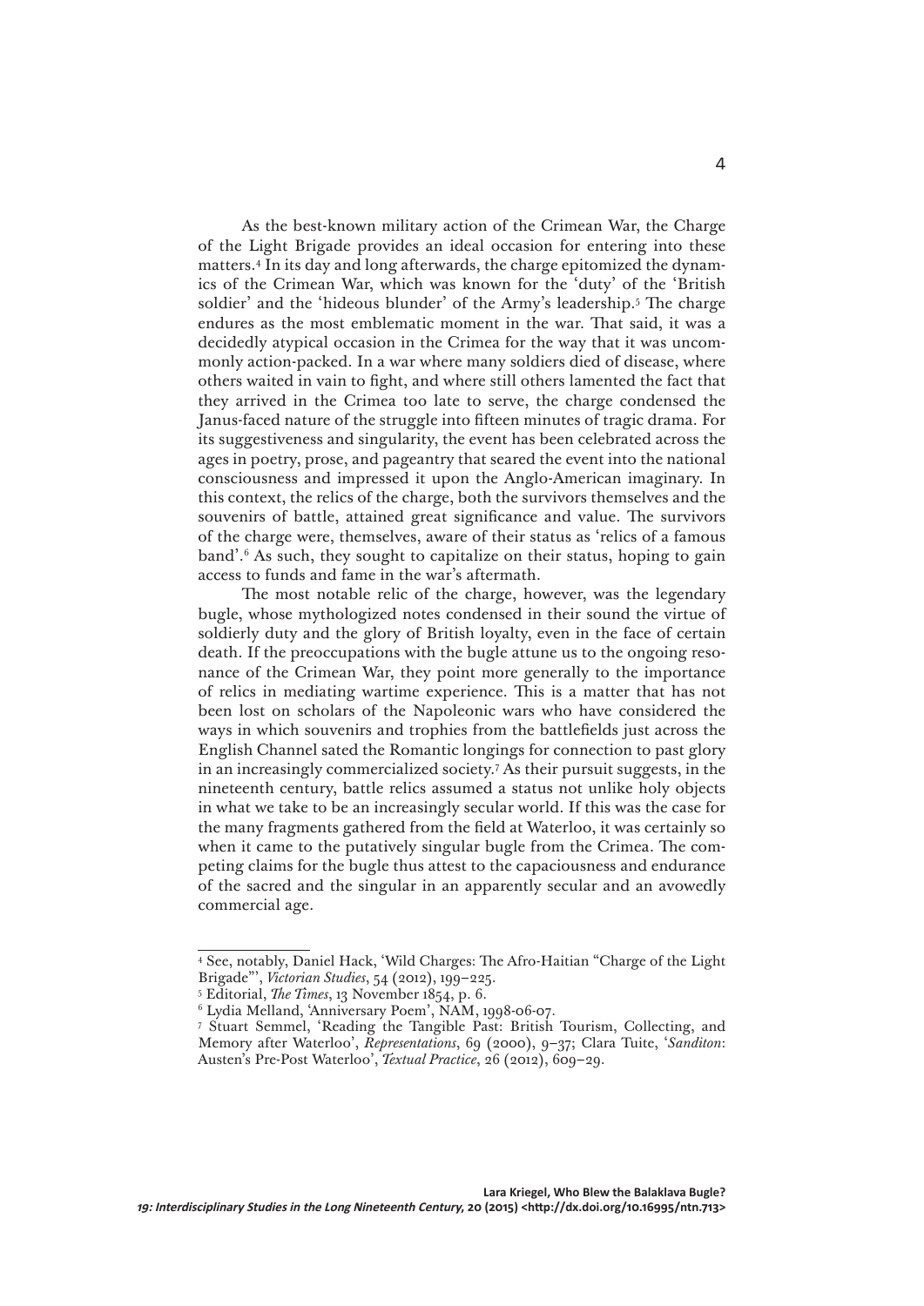As the best-known military action of the Crimean War, the Charge of the Light Brigade provides an ideal occasion for entering into these matters.[4] In its day and long afterwards, the charge epitomized the dynamics of the Crimean War, which was known for the 'duty' of the 'British soldier' and the 'hideous blunder' of the Army's leadership.[5] The charge endures as the most emblematic moment in the war. That said, it was a decidedly atypical occasion in the Crimea for the way that it was uncommonly action-packed. In a war where many soldiers died of disease, where others waited in vain to fight, and where still others lamented the fact that they arrived in the Crimea too late to serve, the charge condensed the Janus-faced nature of the struggle into fifteen minutes of tragic drama. For its suggestiveness and singularity, the event has been celebrated across the ages in poetry, prose, and pageantry that seared the event into the national consciousness and impressed it upon the Anglo-American imaginary. In this context, the relics of the charge, both the survivors themselves and the souvenirs of battle, attained great significance and value. The survivors of the charge were, themselves, aware of their status as 'relics of a famous band'.[6] As such, they sought to capitalize on their status, hoping to gain access to funds and fame in the war's aftermath.

The most notable relic of the charge, however, was the legendary bugle, whose mythologized notes condensed in their sound the virtue of soldierly duty and the glory of British loyalty, even in the face of certain death. If the preoccupations with the bugle attune us to the ongoing resonance of the Crimean War, they point more generally to the importance of relics in mediating wartime experience. This is a matter that has not been lost on scholars of the Napoleonic wars who have considered the ways in which souvenirs and trophies from the battlefields just across the English Channel sated the Romantic longings for connection to past glory in an increasingly commercialized society.[7] As their pursuit suggests, in the nineteenth century, battle relics assumed a status not unlike holy objects in what we take to be an increasingly secular world. If this was the case for the many fragments gathered from the field at Waterloo, it was certainly so when it came to the putatively singular bugle from the Crimea. The competing claims for the bugle thus attest to the capaciousness and endurance of the sacred and the singular in an apparently secular and an avowedly commercial age.

---

[4] See, notably, Daniel Hack, 'Wild Charges: The Afro-Haitian "Charge of the Light Brigade"', *Victorian Studies*, 54 (2012), 199–225.

[5] Editorial, *The Times*, 13 November 1854, p. 6.

[6] Lydia Melland, 'Anniversary Poem', NAM, 1998-06-07.

[7] Stuart Semmel, 'Reading the Tangible Past: British Tourism, Collecting, and Memory after Waterloo', *Representations*, 69 (2000), 9–37; Clara Tuite, '*Sanditon*: Austen's Pre-Post Waterloo', *Textual Practice*, 26 (2012), 609–29.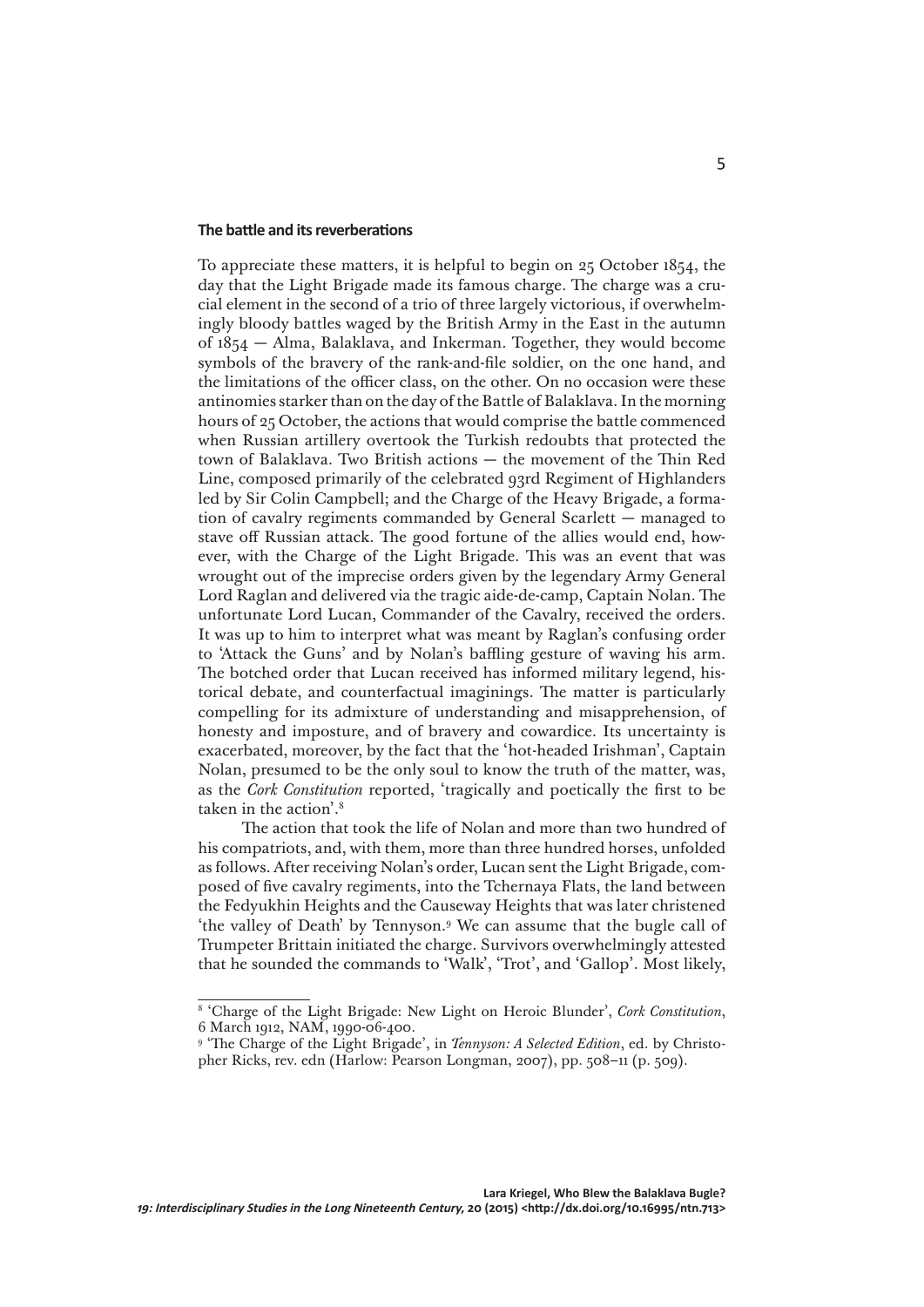## The battle and its reverberations

To appreciate these matters, it is helpful to begin on 25 October 1854, the day that the Light Brigade made its famous charge. The charge was a crucial element in the second of a trio of three largely victorious, if overwhelmingly bloody battles waged by the British Army in the East in the autumn of 1854 — Alma, Balaklava, and Inkerman. Together, they would become symbols of the bravery of the rank-and-file soldier, on the one hand, and the limitations of the officer class, on the other. On no occasion were these antinomies starker than on the day of the Battle of Balaklava. In the morning hours of 25 October, the actions that would comprise the battle commenced when Russian artillery overtook the Turkish redoubts that protected the town of Balaklava. Two British actions — the movement of the Thin Red Line, composed primarily of the celebrated 93rd Regiment of Highlanders led by Sir Colin Campbell; and the Charge of the Heavy Brigade, a formation of cavalry regiments commanded by General Scarlett — managed to stave off Russian attack. The good fortune of the allies would end, however, with the Charge of the Light Brigade. This was an event that was wrought out of the imprecise orders given by the legendary Army General Lord Raglan and delivered via the tragic aide-de-camp, Captain Nolan. The unfortunate Lord Lucan, Commander of the Cavalry, received the orders. It was up to him to interpret what was meant by Raglan's confusing order to 'Attack the Guns' and by Nolan's baffling gesture of waving his arm. The botched order that Lucan received has informed military legend, historical debate, and counterfactual imaginings. The matter is particularly compelling for its admixture of understanding and misapprehension, of honesty and imposture, and of bravery and cowardice. Its uncertainty is exacerbated, moreover, by the fact that the 'hot-headed Irishman', Captain Nolan, presumed to be the only soul to know the truth of the matter, was, as the *Cork Constitution* reported, 'tragically and poetically the first to be taken in the action'.[8]

The action that took the life of Nolan and more than two hundred of his compatriots, and, with them, more than three hundred horses, unfolded as follows. After receiving Nolan's order, Lucan sent the Light Brigade, composed of five cavalry regiments, into the Tchernaya Flats, the land between the Fedyukhin Heights and the Causeway Heights that was later christened 'the valley of Death' by Tennyson.[9] We can assume that the bugle call of Trumpeter Brittain initiated the charge. Survivors overwhelmingly attested that he sounded the commands to 'Walk', 'Trot', and 'Gallop'. Most likely,

---

[8] 'Charge of the Light Brigade: New Light on Heroic Blunder', *Cork Constitution*, 6 March 1912, NAM, 1990-06-400.

[9] 'The Charge of the Light Brigade', in *Tennyson: A Selected Edition*, ed. by Christopher Ricks, rev. edn (Harlow: Pearson Longman, 2007), pp. 508–11 (p. 509).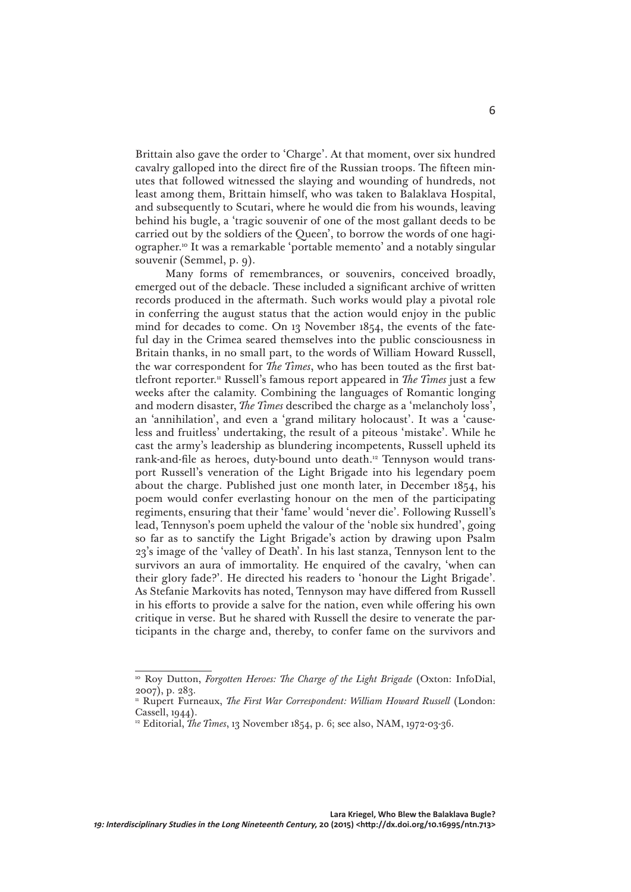Brittain also gave the order to 'Charge'. At that moment, over six hundred cavalry galloped into the direct fire of the Russian troops. The fifteen minutes that followed witnessed the slaying and wounding of hundreds, not least among them, Brittain himself, who was taken to Balaklava Hospital, and subsequently to Scutari, where he would die from his wounds, leaving behind his bugle, a 'tragic souvenir of one of the most gallant deeds to be carried out by the soldiers of the Queen', to borrow the words of one hagiographer.[10] It was a remarkable 'portable memento' and a notably singular souvenir (Semmel, p. 9).

Many forms of remembrances, or souvenirs, conceived broadly, emerged out of the debacle. These included a significant archive of written records produced in the aftermath. Such works would play a pivotal role in conferring the august status that the action would enjoy in the public mind for decades to come. On 13 November 1854, the events of the fateful day in the Crimea seared themselves into the public consciousness in Britain thanks, in no small part, to the words of William Howard Russell, the war correspondent for *The Times*, who has been touted as the first battlefront reporter.[11] Russell's famous report appeared in *The Times* just a few weeks after the calamity. Combining the languages of Romantic longing and modern disaster, *The Times* described the charge as a 'melancholy loss', an 'annihilation', and even a 'grand military holocaust'. It was a 'causeless and fruitless' undertaking, the result of a piteous 'mistake'. While he cast the army's leadership as blundering incompetents, Russell upheld its rank-and-file as heroes, duty-bound unto death.[12] Tennyson would transport Russell's veneration of the Light Brigade into his legendary poem about the charge. Published just one month later, in December 1854, his poem would confer everlasting honour on the men of the participating regiments, ensuring that their 'fame' would 'never die'. Following Russell's lead, Tennyson's poem upheld the valour of the 'noble six hundred', going so far as to sanctify the Light Brigade's action by drawing upon Psalm 23's image of the 'valley of Death'. In his last stanza, Tennyson lent to the survivors an aura of immortality. He enquired of the cavalry, 'when can their glory fade?'. He directed his readers to 'honour the Light Brigade'. As Stefanie Markovits has noted, Tennyson may have differed from Russell in his efforts to provide a salve for the nation, even while offering his own critique in verse. But he shared with Russell the desire to venerate the participants in the charge and, thereby, to confer fame on the survivors and

---

[10] Roy Dutton, *Forgotten Heroes: The Charge of the Light Brigade* (Oxton: InfoDial, 2007), p. 283.

[11] Rupert Furneaux, *The First War Correspondent: William Howard Russell* (London: Cassell, 1944).

[12] Editorial, *The Times*, 13 November 1854, p. 6; see also, NAM, 1972-03-36.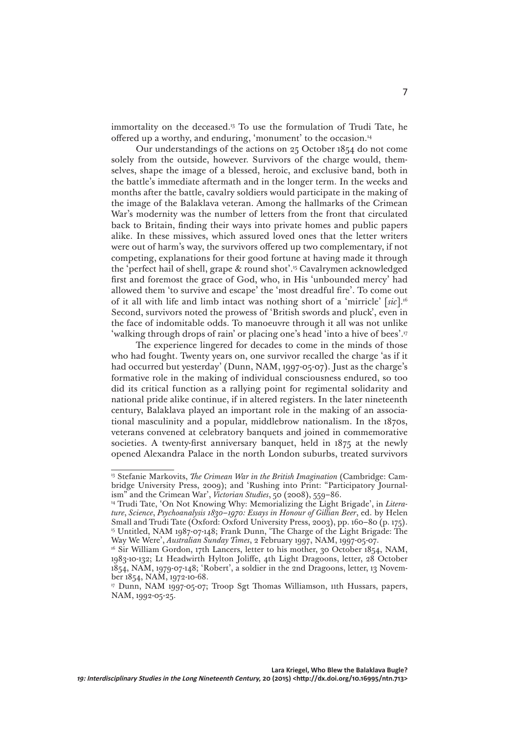immortality on the deceased.[13] To use the formulation of Trudi Tate, he offered up a worthy, and enduring, 'monument' to the occasion.[14]

Our understandings of the actions on 25 October 1854 do not come solely from the outside, however. Survivors of the charge would, themselves, shape the image of a blessed, heroic, and exclusive band, both in the battle's immediate aftermath and in the longer term. In the weeks and months after the battle, cavalry soldiers would participate in the making of the image of the Balaklava veteran. Among the hallmarks of the Crimean War's modernity was the number of letters from the front that circulated back to Britain, finding their ways into private homes and public papers alike. In these missives, which assured loved ones that the letter writers were out of harm's way, the survivors offered up two complementary, if not competing, explanations for their good fortune at having made it through the 'perfect hail of shell, grape & round shot'.[15] Cavalrymen acknowledged first and foremost the grace of God, who, in His 'unbounded mercy' had allowed them 'to survive and escape' the 'most dreadful fire'. To come out of it all with life and limb intact was nothing short of a 'mirricle' [*sic*].[16] Second, survivors noted the prowess of 'British swords and pluck', even in the face of indomitable odds. To manoeuvre through it all was not unlike 'walking through drops of rain' or placing one's head 'into a hive of bees'.[17]

The experience lingered for decades to come in the minds of those who had fought. Twenty years on, one survivor recalled the charge 'as if it had occurred but yesterday' (Dunn, NAM, 1997-05-07). Just as the charge's formative role in the making of individual consciousness endured, so too did its critical function as a rallying point for regimental solidarity and national pride alike continue, if in altered registers. In the later nineteenth century, Balaklava played an important role in the making of an associational masculinity and a popular, middlebrow nationalism. In the 1870s, veterans convened at celebratory banquets and joined in commemorative societies. A twenty-first anniversary banquet, held in 1875 at the newly opened Alexandra Palace in the north London suburbs, treated survivors

---

[13] Stefanie Markovits, *The Crimean War in the British Imagination* (Cambridge: Cambridge University Press, 2009); and 'Rushing into Print: "Participatory Journalism" and the Crimean War', *Victorian Studies*, 50 (2008), 559–86.

[14] Trudi Tate, 'On Not Knowing Why: Memorializing the Light Brigade', in *Literature, Science, Psychoanalysis 1830–1970: Essays in Honour of Gillian Beer*, ed. by Helen Small and Trudi Tate (Oxford: Oxford University Press, 2003), pp. 160–80 (p. 175).

[15] Untitled, NAM 1987-07-148; Frank Dunn, 'The Charge of the Light Brigade: The Way We Were', *Australian Sunday Times*, 2 February 1997, NAM, 1997-05-07.

[16] Sir William Gordon, 17th Lancers, letter to his mother, 30 October 1854, NAM, 1983-10-132; Lt Headwirth Hylton Joliffe, 4th Light Dragoons, letter, 28 October 1854, NAM, 1979-07-148; 'Robert', a soldier in the 2nd Dragoons, letter, 13 November 1854, NAM, 1972-10-68.

[17] Dunn, NAM 1997-05-07; Troop Sgt Thomas Williamson, 11th Hussars, papers, NAM, 1992-05-25.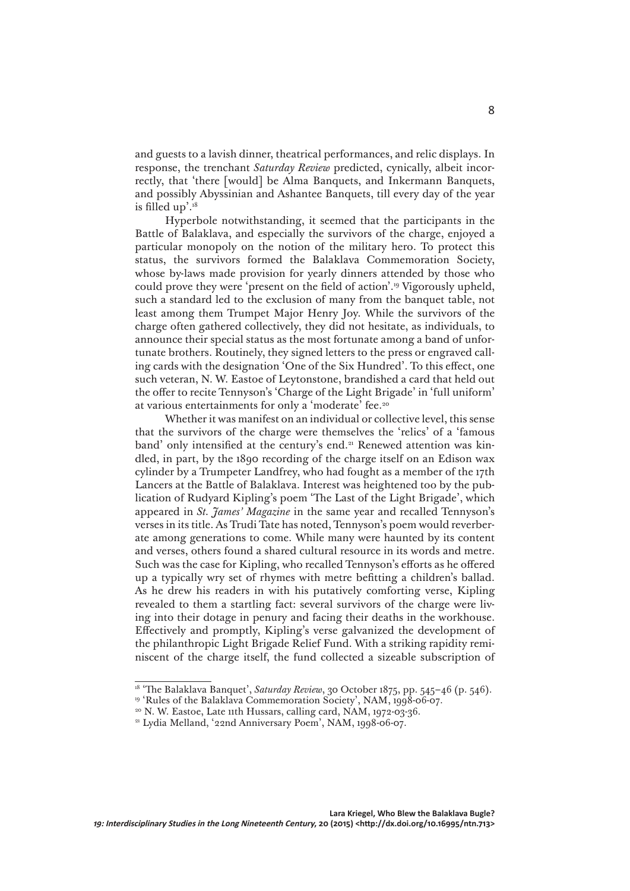and guests to a lavish dinner, theatrical performances, and relic displays. In response, the trenchant *Saturday Review* predicted, cynically, albeit incorrectly, that 'there [would] be Alma Banquets, and Inkermann Banquets, and possibly Abyssinian and Ashantee Banquets, till every day of the year is filled up'.[18]

Hyperbole notwithstanding, it seemed that the participants in the Battle of Balaklava, and especially the survivors of the charge, enjoyed a particular monopoly on the notion of the military hero. To protect this status, the survivors formed the Balaklava Commemoration Society, whose by-laws made provision for yearly dinners attended by those who could prove they were 'present on the field of action'.[19] Vigorously upheld, such a standard led to the exclusion of many from the banquet table, not least among them Trumpet Major Henry Joy. While the survivors of the charge often gathered collectively, they did not hesitate, as individuals, to announce their special status as the most fortunate among a band of unfortunate brothers. Routinely, they signed letters to the press or engraved calling cards with the designation 'One of the Six Hundred'. To this effect, one such veteran, N. W. Eastoe of Leytonstone, brandished a card that held out the offer to recite Tennyson's 'Charge of the Light Brigade' in 'full uniform' at various entertainments for only a 'moderate' fee.[20]

Whether it was manifest on an individual or collective level, this sense that the survivors of the charge were themselves the 'relics' of a 'famous band' only intensified at the century's end.[21] Renewed attention was kindled, in part, by the 1890 recording of the charge itself on an Edison wax cylinder by a Trumpeter Landfrey, who had fought as a member of the 17th Lancers at the Battle of Balaklava. Interest was heightened too by the publication of Rudyard Kipling's poem 'The Last of the Light Brigade', which appeared in *St. James' Magazine* in the same year and recalled Tennyson's verses in its title. As Trudi Tate has noted, Tennyson's poem would reverberate among generations to come. While many were haunted by its content and verses, others found a shared cultural resource in its words and metre. Such was the case for Kipling, who recalled Tennyson's efforts as he offered up a typically wry set of rhymes with metre befitting a children's ballad. As he drew his readers in with his putatively comforting verse, Kipling revealed to them a startling fact: several survivors of the charge were living into their dotage in penury and facing their deaths in the workhouse. Effectively and promptly, Kipling's verse galvanized the development of the philanthropic Light Brigade Relief Fund. With a striking rapidity reminiscent of the charge itself, the fund collected a sizeable subscription of

---

[18] 'The Balaklava Banquet', *Saturday Review*, 30 October 1875, pp. 545–46 (p. 546).

[19] 'Rules of the Balaklava Commemoration Society', NAM, 1998-06-07.

[20] N. W. Eastoe, Late 11th Hussars, calling card, NAM, 1972-03-36.

[21] Lydia Melland, '22nd Anniversary Poem', NAM, 1998-06-07.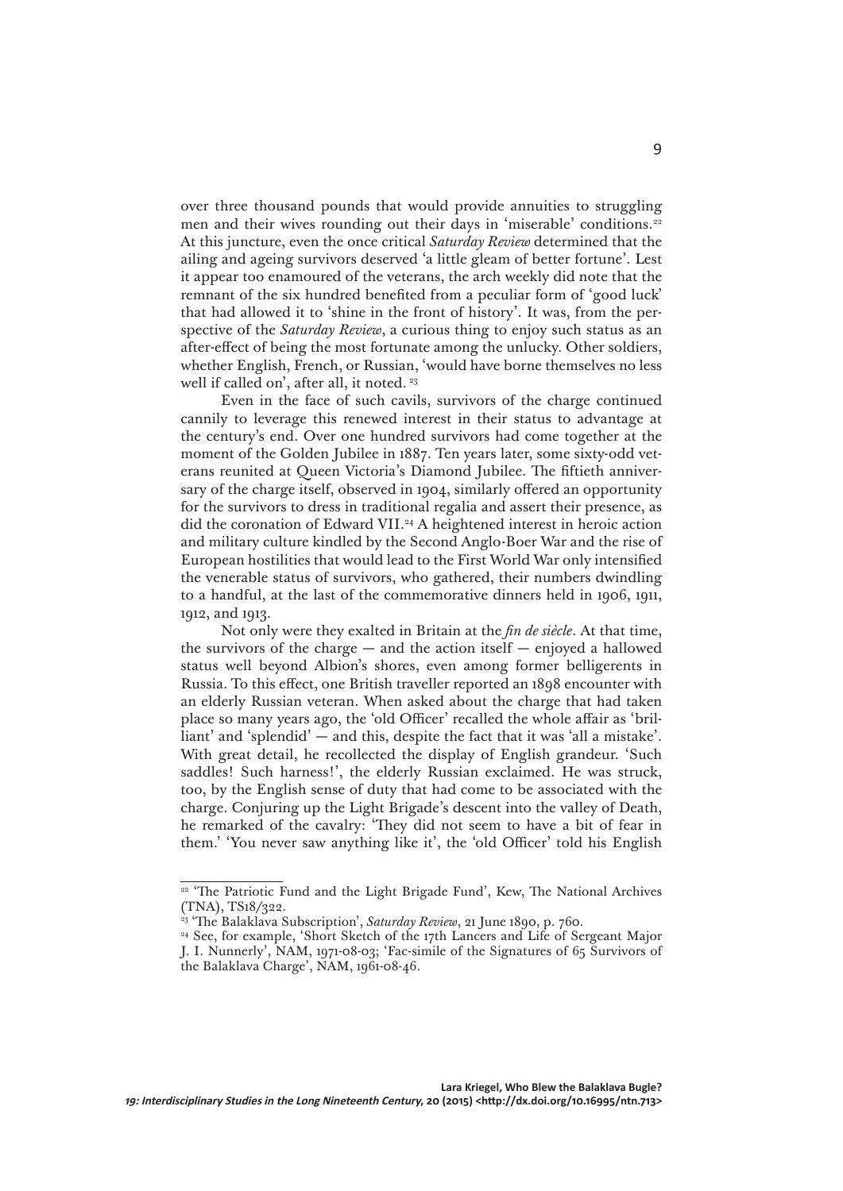over three thousand pounds that would provide annuities to struggling men and their wives rounding out their days in 'miserable' conditions.[22] At this juncture, even the once critical *Saturday Review* determined that the ailing and ageing survivors deserved 'a little gleam of better fortune'. Lest it appear too enamoured of the veterans, the arch weekly did note that the remnant of the six hundred benefited from a peculiar form of 'good luck' that had allowed it to 'shine in the front of history'. It was, from the perspective of the *Saturday Review*, a curious thing to enjoy such status as an after-effect of being the most fortunate among the unlucky. Other soldiers, whether English, French, or Russian, 'would have borne themselves no less well if called on', after all, it noted. [23]

Even in the face of such cavils, survivors of the charge continued cannily to leverage this renewed interest in their status to advantage at the century's end. Over one hundred survivors had come together at the moment of the Golden Jubilee in 1887. Ten years later, some sixty-odd veterans reunited at Queen Victoria's Diamond Jubilee. The fiftieth anniversary of the charge itself, observed in 1904, similarly offered an opportunity for the survivors to dress in traditional regalia and assert their presence, as did the coronation of Edward VII.[24] A heightened interest in heroic action and military culture kindled by the Second Anglo-Boer War and the rise of European hostilities that would lead to the First World War only intensified the venerable status of survivors, who gathered, their numbers dwindling to a handful, at the last of the commemorative dinners held in 1906, 1911, 1912, and 1913.

Not only were they exalted in Britain at the *fin de siècle*. At that time, the survivors of the charge — and the action itself — enjoyed a hallowed status well beyond Albion's shores, even among former belligerents in Russia. To this effect, one British traveller reported an 1898 encounter with an elderly Russian veteran. When asked about the charge that had taken place so many years ago, the 'old Officer' recalled the whole affair as 'brilliant' and 'splendid' — and this, despite the fact that it was 'all a mistake'. With great detail, he recollected the display of English grandeur. 'Such saddles! Such harness!', the elderly Russian exclaimed. He was struck, too, by the English sense of duty that had come to be associated with the charge. Conjuring up the Light Brigade's descent into the valley of Death, he remarked of the cavalry: 'They did not seem to have a bit of fear in them.' 'You never saw anything like it', the 'old Officer' told his English

---

[22] 'The Patriotic Fund and the Light Brigade Fund', Kew, The National Archives (TNA), TS18/322.

[23] 'The Balaklava Subscription', *Saturday Review*, 21 June 1890, p. 760.

[24] See, for example, 'Short Sketch of the 17th Lancers and Life of Sergeant Major J. I. Nunnerly', NAM, 1971-08-03; 'Fac-simile of the Signatures of 65 Survivors of the Balaklava Charge', NAM, 1961-08-46.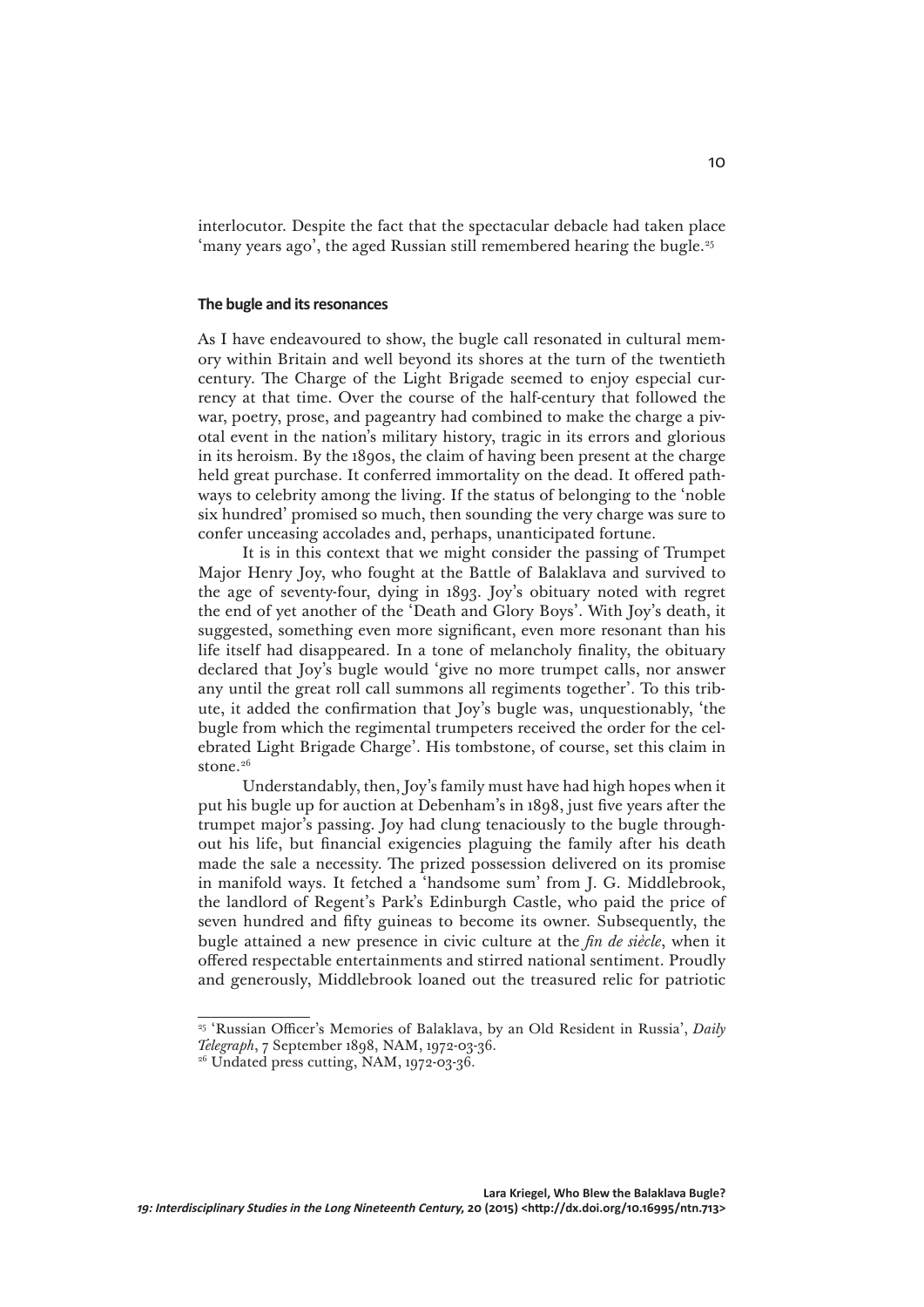interlocutor. Despite the fact that the spectacular debacle had taken place 'many years ago', the aged Russian still remembered hearing the bugle.[25]

### The bugle and its resonances

As I have endeavoured to show, the bugle call resonated in cultural memory within Britain and well beyond its shores at the turn of the twentieth century. The Charge of the Light Brigade seemed to enjoy especial currency at that time. Over the course of the half-century that followed the war, poetry, prose, and pageantry had combined to make the charge a pivotal event in the nation's military history, tragic in its errors and glorious in its heroism. By the 1890s, the claim of having been present at the charge held great purchase. It conferred immortality on the dead. It offered pathways to celebrity among the living. If the status of belonging to the 'noble six hundred' promised so much, then sounding the very charge was sure to confer unceasing accolades and, perhaps, unanticipated fortune.

It is in this context that we might consider the passing of Trumpet Major Henry Joy, who fought at the Battle of Balaklava and survived to the age of seventy-four, dying in 1893. Joy's obituary noted with regret the end of yet another of the 'Death and Glory Boys'. With Joy's death, it suggested, something even more significant, even more resonant than his life itself had disappeared. In a tone of melancholy finality, the obituary declared that Joy's bugle would 'give no more trumpet calls, nor answer any until the great roll call summons all regiments together'. To this tribute, it added the confirmation that Joy's bugle was, unquestionably, 'the bugle from which the regimental trumpeters received the order for the celebrated Light Brigade Charge'. His tombstone, of course, set this claim in stone.[26]

Understandably, then, Joy's family must have had high hopes when it put his bugle up for auction at Debenham's in 1898, just five years after the trumpet major's passing. Joy had clung tenaciously to the bugle throughout his life, but financial exigencies plaguing the family after his death made the sale a necessity. The prized possession delivered on its promise in manifold ways. It fetched a 'handsome sum' from J. G. Middlebrook, the landlord of Regent's Park's Edinburgh Castle, who paid the price of seven hundred and fifty guineas to become its owner. Subsequently, the bugle attained a new presence in civic culture at the *fin de siècle*, when it offered respectable entertainments and stirred national sentiment. Proudly and generously, Middlebrook loaned out the treasured relic for patriotic

[25] 'Russian Officer's Memories of Balaklava, by an Old Resident in Russia', *Daily Telegraph*, 7 September 1898, NAM, 1972-03-36.

[26] Undated press cutting, NAM, 1972-03-36.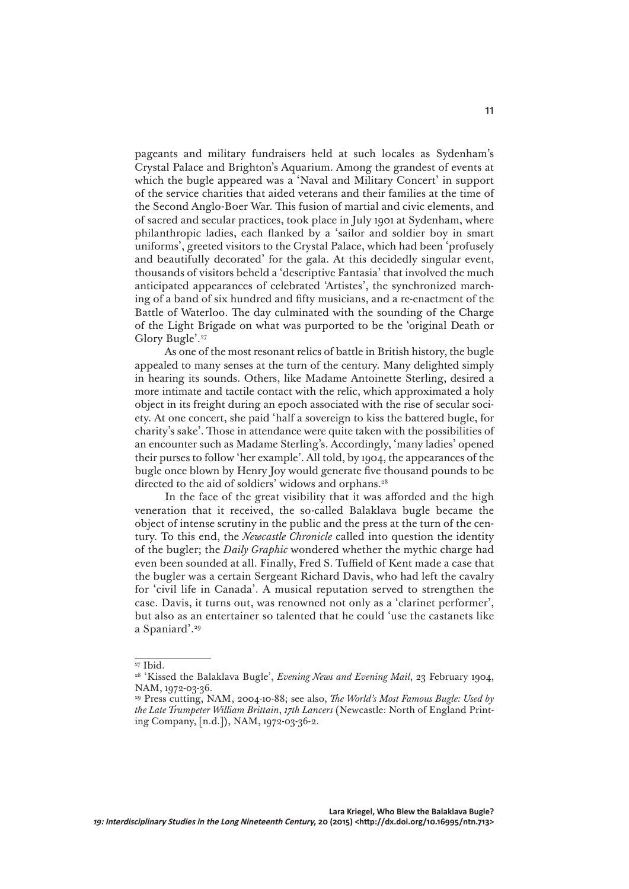pageants and military fundraisers held at such locales as Sydenham's Crystal Palace and Brighton's Aquarium. Among the grandest of events at which the bugle appeared was a 'Naval and Military Concert' in support of the service charities that aided veterans and their families at the time of the Second Anglo-Boer War. This fusion of martial and civic elements, and of sacred and secular practices, took place in July 1901 at Sydenham, where philanthropic ladies, each flanked by a 'sailor and soldier boy in smart uniforms', greeted visitors to the Crystal Palace, which had been 'profusely and beautifully decorated' for the gala. At this decidedly singular event, thousands of visitors beheld a 'descriptive Fantasia' that involved the much anticipated appearances of celebrated 'Artistes', the synchronized marching of a band of six hundred and fifty musicians, and a re-enactment of the Battle of Waterloo. The day culminated with the sounding of the Charge of the Light Brigade on what was purported to be the 'original Death or Glory Bugle'.[27]

As one of the most resonant relics of battle in British history, the bugle appealed to many senses at the turn of the century. Many delighted simply in hearing its sounds. Others, like Madame Antoinette Sterling, desired a more intimate and tactile contact with the relic, which approximated a holy object in its freight during an epoch associated with the rise of secular society. At one concert, she paid 'half a sovereign to kiss the battered bugle, for charity's sake'. Those in attendance were quite taken with the possibilities of an encounter such as Madame Sterling's. Accordingly, 'many ladies' opened their purses to follow 'her example'. All told, by 1904, the appearances of the bugle once blown by Henry Joy would generate five thousand pounds to be directed to the aid of soldiers' widows and orphans.[28]

In the face of the great visibility that it was afforded and the high veneration that it received, the so-called Balaklava bugle became the object of intense scrutiny in the public and the press at the turn of the century. To this end, the *Newcastle Chronicle* called into question the identity of the bugler; the *Daily Graphic* wondered whether the mythic charge had even been sounded at all. Finally, Fred S. Tuffield of Kent made a case that the bugler was a certain Sergeant Richard Davis, who had left the cavalry for 'civil life in Canada'. A musical reputation served to strengthen the case. Davis, it turns out, was renowned not only as a 'clarinet performer', but also as an entertainer so talented that he could 'use the castanets like a Spaniard'.[29]

---

[27] Ibid.

[28] 'Kissed the Balaklava Bugle', *Evening News and Evening Mail*, 23 February 1904, NAM, 1972-03-36.

[29] Press cutting, NAM, 2004-10-88; see also, *The World's Most Famous Bugle: Used by the Late Trumpeter William Brittain, 17th Lancers* (Newcastle: North of England Printing Company, [n.d.]), NAM, 1972-03-36-2.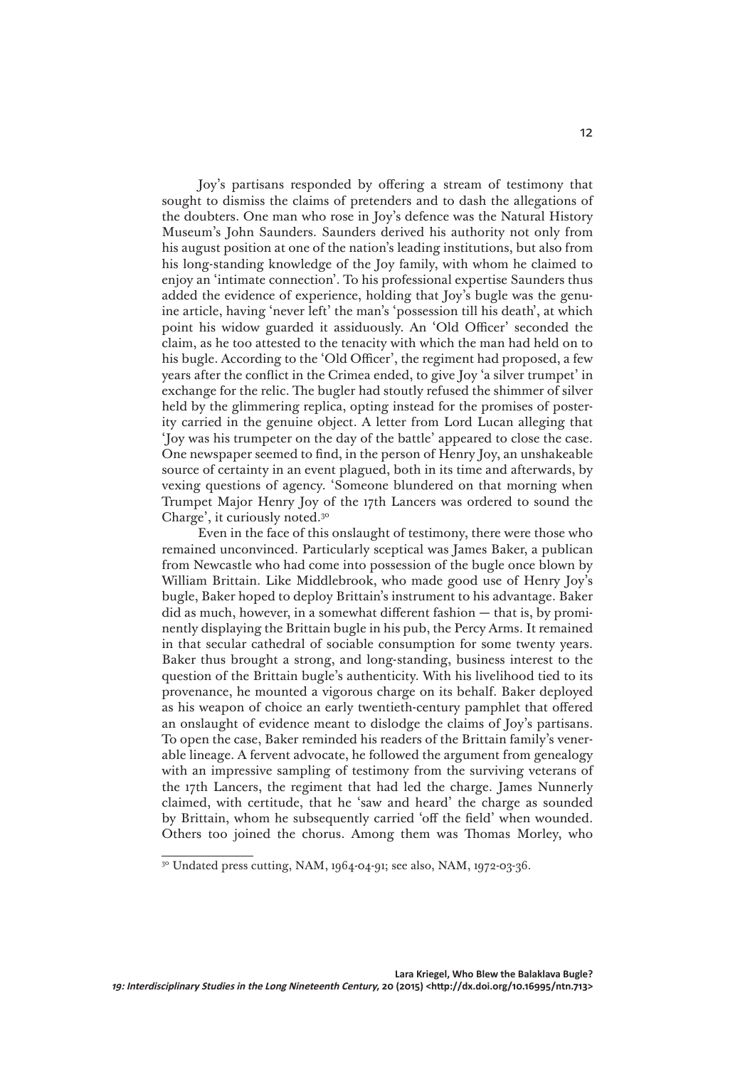Joy's partisans responded by offering a stream of testimony that sought to dismiss the claims of pretenders and to dash the allegations of the doubters. One man who rose in Joy's defence was the Natural History Museum's John Saunders. Saunders derived his authority not only from his august position at one of the nation's leading institutions, but also from his long-standing knowledge of the Joy family, with whom he claimed to enjoy an 'intimate connection'. To his professional expertise Saunders thus added the evidence of experience, holding that Joy's bugle was the genuine article, having 'never left' the man's 'possession till his death', at which point his widow guarded it assiduously. An 'Old Officer' seconded the claim, as he too attested to the tenacity with which the man had held on to his bugle. According to the 'Old Officer', the regiment had proposed, a few years after the conflict in the Crimea ended, to give Joy 'a silver trumpet' in exchange for the relic. The bugler had stoutly refused the shimmer of silver held by the glimmering replica, opting instead for the promises of posterity carried in the genuine object. A letter from Lord Lucan alleging that 'Joy was his trumpeter on the day of the battle' appeared to close the case. One newspaper seemed to find, in the person of Henry Joy, an unshakeable source of certainty in an event plagued, both in its time and afterwards, by vexing questions of agency. 'Someone blundered on that morning when Trumpet Major Henry Joy of the 17th Lancers was ordered to sound the Charge', it curiously noted.[30]

Even in the face of this onslaught of testimony, there were those who remained unconvinced. Particularly sceptical was James Baker, a publican from Newcastle who had come into possession of the bugle once blown by William Brittain. Like Middlebrook, who made good use of Henry Joy's bugle, Baker hoped to deploy Brittain's instrument to his advantage. Baker did as much, however, in a somewhat different fashion — that is, by prominently displaying the Brittain bugle in his pub, the Percy Arms. It remained in that secular cathedral of sociable consumption for some twenty years. Baker thus brought a strong, and long-standing, business interest to the question of the Brittain bugle's authenticity. With his livelihood tied to its provenance, he mounted a vigorous charge on its behalf. Baker deployed as his weapon of choice an early twentieth-century pamphlet that offered an onslaught of evidence meant to dislodge the claims of Joy's partisans. To open the case, Baker reminded his readers of the Brittain family's venerable lineage. A fervent advocate, he followed the argument from genealogy with an impressive sampling of testimony from the surviving veterans of the 17th Lancers, the regiment that had led the charge. James Nunnerly claimed, with certitude, that he 'saw and heard' the charge as sounded by Brittain, whom he subsequently carried 'off the field' when wounded. Others too joined the chorus. Among them was Thomas Morley, who

---

[30] Undated press cutting, NAM, 1964-04-91; see also, NAM, 1972-03-36.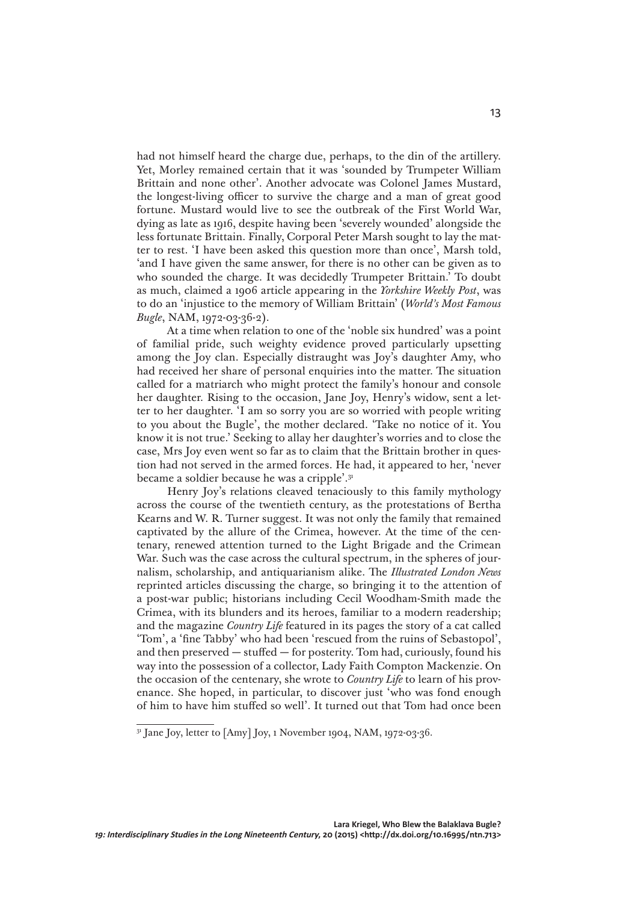had not himself heard the charge due, perhaps, to the din of the artillery. Yet, Morley remained certain that it was 'sounded by Trumpeter William Brittain and none other'. Another advocate was Colonel James Mustard, the longest-living officer to survive the charge and a man of great good fortune. Mustard would live to see the outbreak of the First World War, dying as late as 1916, despite having been 'severely wounded' alongside the less fortunate Brittain. Finally, Corporal Peter Marsh sought to lay the matter to rest. 'I have been asked this question more than once', Marsh told, 'and I have given the same answer, for there is no other can be given as to who sounded the charge. It was decidedly Trumpeter Brittain.' To doubt as much, claimed a 1906 article appearing in the *Yorkshire Weekly Post*, was to do an 'injustice to the memory of William Brittain' (*World's Most Famous Bugle*, NAM, 1972-03-36-2).

At a time when relation to one of the 'noble six hundred' was a point of familial pride, such weighty evidence proved particularly upsetting among the Joy clan. Especially distraught was Joy's daughter Amy, who had received her share of personal enquiries into the matter. The situation called for a matriarch who might protect the family's honour and console her daughter. Rising to the occasion, Jane Joy, Henry's widow, sent a letter to her daughter. 'I am so sorry you are so worried with people writing to you about the Bugle', the mother declared. 'Take no notice of it. You know it is not true.' Seeking to allay her daughter's worries and to close the case, Mrs Joy even went so far as to claim that the Brittain brother in question had not served in the armed forces. He had, it appeared to her, 'never became a soldier because he was a cripple'.[31]

Henry Joy's relations cleaved tenaciously to this family mythology across the course of the twentieth century, as the protestations of Bertha Kearns and W. R. Turner suggest. It was not only the family that remained captivated by the allure of the Crimea, however. At the time of the centenary, renewed attention turned to the Light Brigade and the Crimean War. Such was the case across the cultural spectrum, in the spheres of journalism, scholarship, and antiquarianism alike. The *Illustrated London News* reprinted articles discussing the charge, so bringing it to the attention of a post-war public; historians including Cecil Woodham-Smith made the Crimea, with its blunders and its heroes, familiar to a modern readership; and the magazine *Country Life* featured in its pages the story of a cat called 'Tom', a 'fine Tabby' who had been 'rescued from the ruins of Sebastopol', and then preserved — stuffed — for posterity. Tom had, curiously, found his way into the possession of a collector, Lady Faith Compton Mackenzie. On the occasion of the centenary, she wrote to *Country Life* to learn of his provenance. She hoped, in particular, to discover just 'who was fond enough of him to have him stuffed so well'. It turned out that Tom had once been

[31] Jane Joy, letter to [Amy] Joy, 1 November 1904, NAM, 1972-03-36.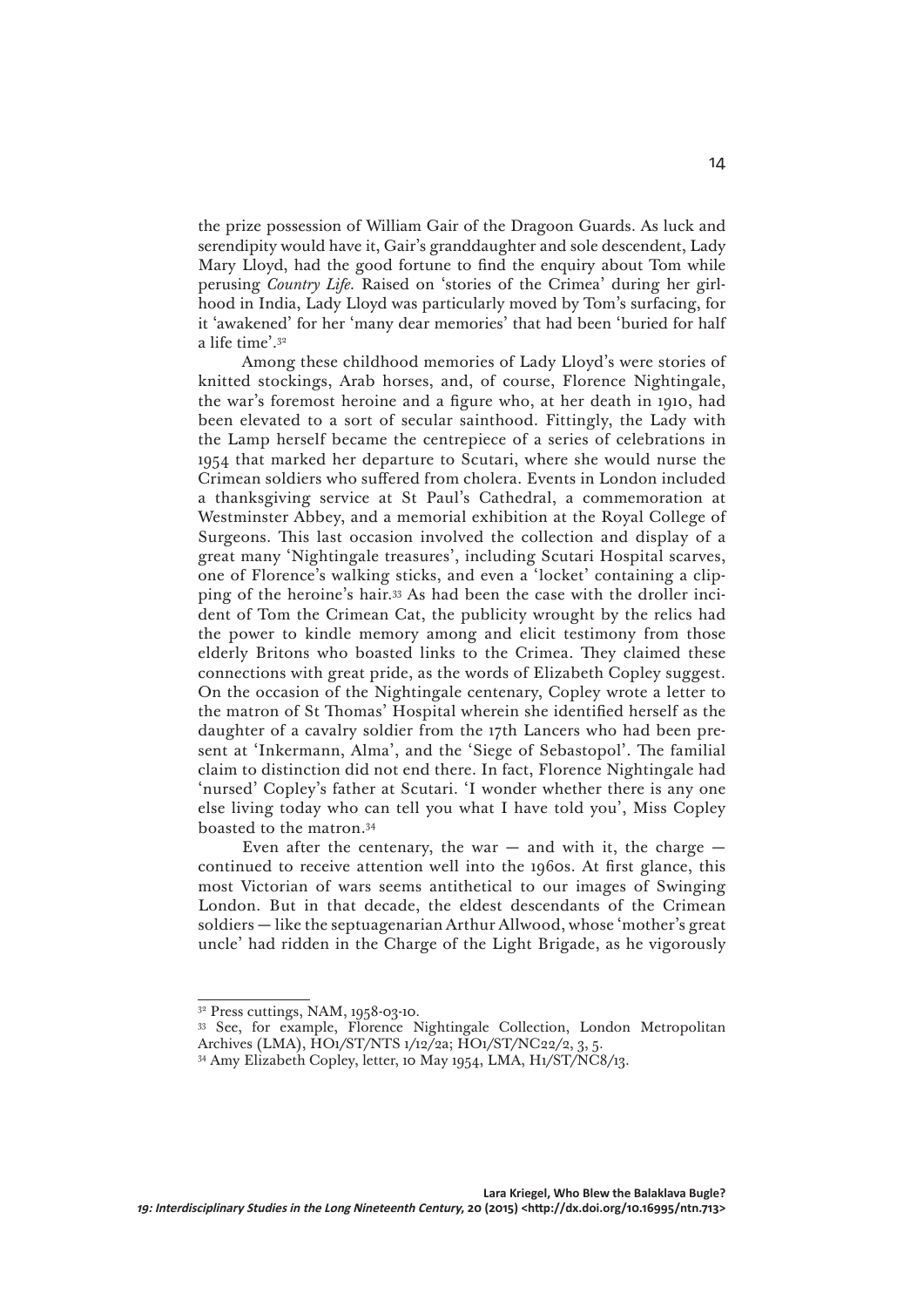the prize possession of William Gair of the Dragoon Guards. As luck and serendipity would have it, Gair's granddaughter and sole descendent, Lady Mary Lloyd, had the good fortune to find the enquiry about Tom while perusing *Country Life*. Raised on 'stories of the Crimea' during her girlhood in India, Lady Lloyd was particularly moved by Tom's surfacing, for it 'awakened' for her 'many dear memories' that had been 'buried for half a life time'.[32]

Among these childhood memories of Lady Lloyd's were stories of knitted stockings, Arab horses, and, of course, Florence Nightingale, the war's foremost heroine and a figure who, at her death in 1910, had been elevated to a sort of secular sainthood. Fittingly, the Lady with the Lamp herself became the centrepiece of a series of celebrations in 1954 that marked her departure to Scutari, where she would nurse the Crimean soldiers who suffered from cholera. Events in London included a thanksgiving service at St Paul's Cathedral, a commemoration at Westminster Abbey, and a memorial exhibition at the Royal College of Surgeons. This last occasion involved the collection and display of a great many 'Nightingale treasures', including Scutari Hospital scarves, one of Florence's walking sticks, and even a 'locket' containing a clipping of the heroine's hair.[33] As had been the case with the droller incident of Tom the Crimean Cat, the publicity wrought by the relics had the power to kindle memory among and elicit testimony from those elderly Britons who boasted links to the Crimea. They claimed these connections with great pride, as the words of Elizabeth Copley suggest. On the occasion of the Nightingale centenary, Copley wrote a letter to the matron of St Thomas' Hospital wherein she identified herself as the daughter of a cavalry soldier from the 17th Lancers who had been present at 'Inkermann, Alma', and the 'Siege of Sebastopol'. The familial claim to distinction did not end there. In fact, Florence Nightingale had 'nursed' Copley's father at Scutari. 'I wonder whether there is any one else living today who can tell you what I have told you', Miss Copley boasted to the matron.[34]

Even after the centenary, the war — and with it, the charge — continued to receive attention well into the 1960s. At first glance, this most Victorian of wars seems antithetical to our images of Swinging London. But in that decade, the eldest descendants of the Crimean soldiers — like the septuagenarian Arthur Allwood, whose 'mother's great uncle' had ridden in the Charge of the Light Brigade, as he vigorously

---

[32] Press cuttings, NAM, 1958-03-10.

[33] See, for example, Florence Nightingale Collection, London Metropolitan Archives (LMA), HO1/ST/NTS 1/12/2a; HO1/ST/NC22/2, 3, 5.

[34] Amy Elizabeth Copley, letter, 10 May 1954, LMA, H1/ST/NC8/13.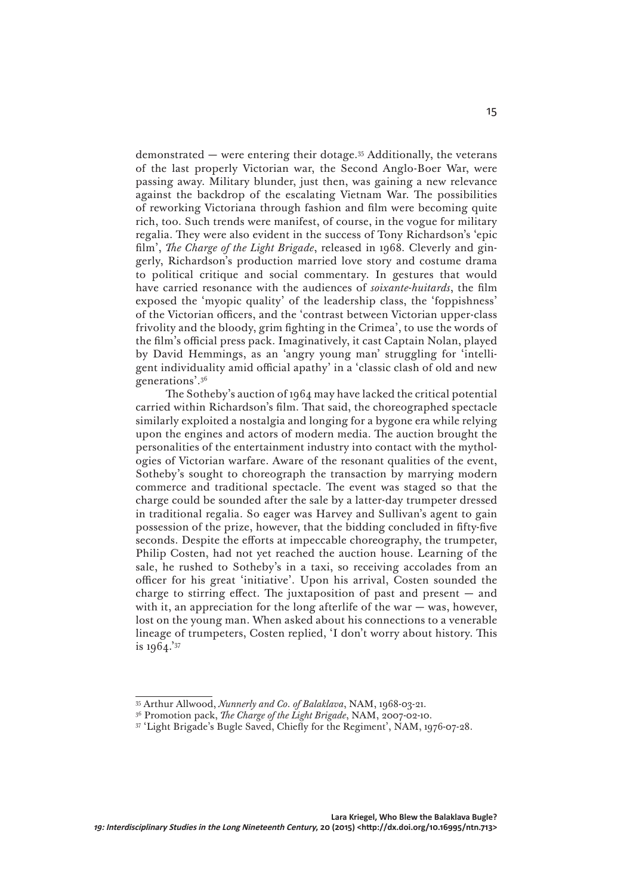demonstrated — were entering their dotage.[35] Additionally, the veterans of the last properly Victorian war, the Second Anglo-Boer War, were passing away. Military blunder, just then, was gaining a new relevance against the backdrop of the escalating Vietnam War. The possibilities of reworking Victoriana through fashion and film were becoming quite rich, too. Such trends were manifest, of course, in the vogue for military regalia. They were also evident in the success of Tony Richardson's 'epic film', *The Charge of the Light Brigade*, released in 1968. Cleverly and gingerly, Richardson's production married love story and costume drama to political critique and social commentary. In gestures that would have carried resonance with the audiences of *soixante-huitards*, the film exposed the 'myopic quality' of the leadership class, the 'foppishness' of the Victorian officers, and the 'contrast between Victorian upper-class frivolity and the bloody, grim fighting in the Crimea', to use the words of the film's official press pack. Imaginatively, it cast Captain Nolan, played by David Hemmings, as an 'angry young man' struggling for 'intelligent individuality amid official apathy' in a 'classic clash of old and new generations'.[36]

The Sotheby's auction of 1964 may have lacked the critical potential carried within Richardson's film. That said, the choreographed spectacle similarly exploited a nostalgia and longing for a bygone era while relying upon the engines and actors of modern media. The auction brought the personalities of the entertainment industry into contact with the mythologies of Victorian warfare. Aware of the resonant qualities of the event, Sotheby's sought to choreograph the transaction by marrying modern commerce and traditional spectacle. The event was staged so that the charge could be sounded after the sale by a latter-day trumpeter dressed in traditional regalia. So eager was Harvey and Sullivan's agent to gain possession of the prize, however, that the bidding concluded in fifty-five seconds. Despite the efforts at impeccable choreography, the trumpeter, Philip Costen, had not yet reached the auction house. Learning of the sale, he rushed to Sotheby's in a taxi, so receiving accolades from an officer for his great 'initiative'. Upon his arrival, Costen sounded the charge to stirring effect. The juxtaposition of past and present — and with it, an appreciation for the long afterlife of the war — was, however, lost on the young man. When asked about his connections to a venerable lineage of trumpeters, Costen replied, 'I don't worry about history. This is 1964.'[37]

---

[35] Arthur Allwood, *Nunnerly and Co. of Balaklava*, NAM, 1968-03-21.

[36] Promotion pack, *The Charge of the Light Brigade*, NAM, 2007-02-10.

[37] 'Light Brigade's Bugle Saved, Chiefly for the Regiment', NAM, 1976-07-28.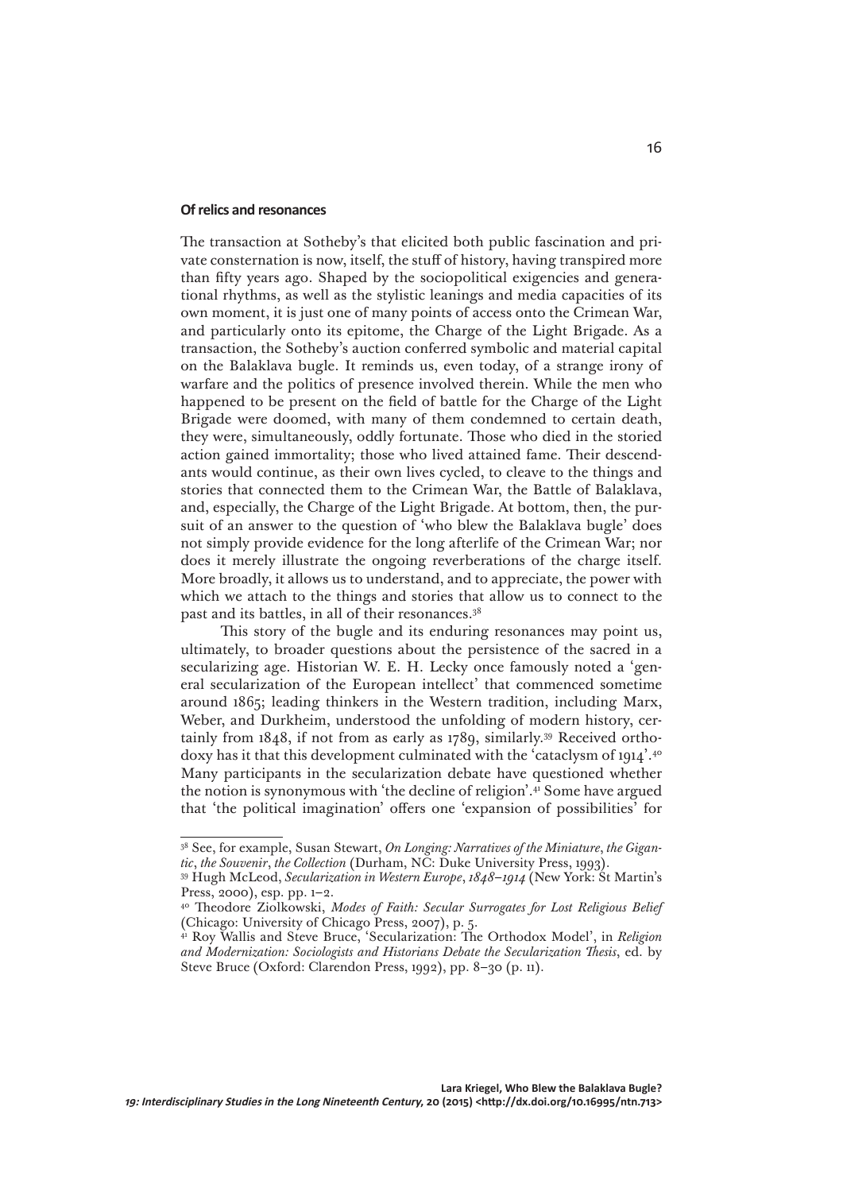#### Of relics and resonances

The transaction at Sotheby's that elicited both public fascination and private consternation is now, itself, the stuff of history, having transpired more than fifty years ago. Shaped by the sociopolitical exigencies and generational rhythms, as well as the stylistic leanings and media capacities of its own moment, it is just one of many points of access onto the Crimean War, and particularly onto its epitome, the Charge of the Light Brigade. As a transaction, the Sotheby's auction conferred symbolic and material capital on the Balaklava bugle. It reminds us, even today, of a strange irony of warfare and the politics of presence involved therein. While the men who happened to be present on the field of battle for the Charge of the Light Brigade were doomed, with many of them condemned to certain death, they were, simultaneously, oddly fortunate. Those who died in the storied action gained immortality; those who lived attained fame. Their descendants would continue, as their own lives cycled, to cleave to the things and stories that connected them to the Crimean War, the Battle of Balaklava, and, especially, the Charge of the Light Brigade. At bottom, then, the pursuit of an answer to the question of 'who blew the Balaklava bugle' does not simply provide evidence for the long afterlife of the Crimean War; nor does it merely illustrate the ongoing reverberations of the charge itself. More broadly, it allows us to understand, and to appreciate, the power with which we attach to the things and stories that allow us to connect to the past and its battles, in all of their resonances.[38]

This story of the bugle and its enduring resonances may point us, ultimately, to broader questions about the persistence of the sacred in a secularizing age. Historian W. E. H. Lecky once famously noted a 'general secularization of the European intellect' that commenced sometime around 1865; leading thinkers in the Western tradition, including Marx, Weber, and Durkheim, understood the unfolding of modern history, certainly from 1848, if not from as early as 1789, similarly.[39] Received orthodoxy has it that this development culminated with the 'cataclysm of 1914'.[40] Many participants in the secularization debate have questioned whether the notion is synonymous with 'the decline of religion'.[41] Some have argued that 'the political imagination' offers one 'expansion of possibilities' for

---

[38] See, for example, Susan Stewart, *On Longing: Narratives of the Miniature, the Gigantic, the Souvenir, the Collection* (Durham, NC: Duke University Press, 1993).

[39] Hugh McLeod, *Secularization in Western Europe, 1848–1914* (New York: St Martin's Press, 2000), esp. pp. 1–2.

[40] Theodore Ziolkowski, *Modes of Faith: Secular Surrogates for Lost Religious Belief* (Chicago: University of Chicago Press, 2007), p. 5.

[41] Roy Wallis and Steve Bruce, 'Secularization: The Orthodox Model', in *Religion and Modernization: Sociologists and Historians Debate the Secularization Thesis*, ed. by Steve Bruce (Oxford: Clarendon Press, 1992), pp. 8–30 (p. 11).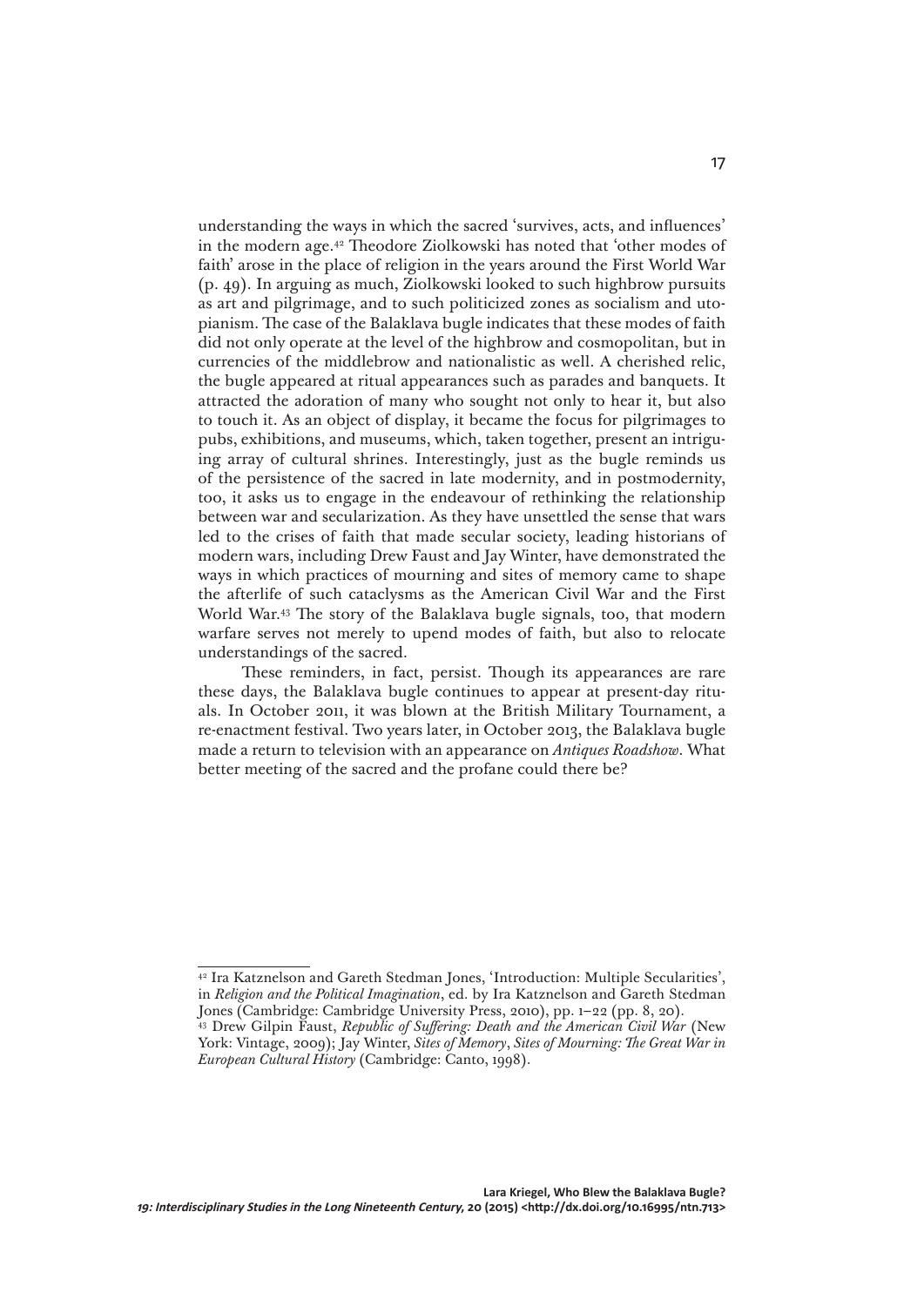understanding the ways in which the sacred 'survives, acts, and influences' in the modern age.[42] Theodore Ziolkowski has noted that 'other modes of faith' arose in the place of religion in the years around the First World War (p. 49). In arguing as much, Ziolkowski looked to such highbrow pursuits as art and pilgrimage, and to such politicized zones as socialism and utopianism. The case of the Balaklava bugle indicates that these modes of faith did not only operate at the level of the highbrow and cosmopolitan, but in currencies of the middlebrow and nationalistic as well. A cherished relic, the bugle appeared at ritual appearances such as parades and banquets. It attracted the adoration of many who sought not only to hear it, but also to touch it. As an object of display, it became the focus for pilgrimages to pubs, exhibitions, and museums, which, taken together, present an intriguing array of cultural shrines. Interestingly, just as the bugle reminds us of the persistence of the sacred in late modernity, and in postmodernity, too, it asks us to engage in the endeavour of rethinking the relationship between war and secularization. As they have unsettled the sense that wars led to the crises of faith that made secular society, leading historians of modern wars, including Drew Faust and Jay Winter, have demonstrated the ways in which practices of mourning and sites of memory came to shape the afterlife of such cataclysms as the American Civil War and the First World War.[43] The story of the Balaklava bugle signals, too, that modern warfare serves not merely to upend modes of faith, but also to relocate understandings of the sacred.

These reminders, in fact, persist. Though its appearances are rare these days, the Balaklava bugle continues to appear at present-day rituals. In October 2011, it was blown at the British Military Tournament, a re-enactment festival. Two years later, in October 2013, the Balaklava bugle made a return to television with an appearance on *Antiques Roadshow*. What better meeting of the sacred and the profane could there be?

---

[42] Ira Katznelson and Gareth Stedman Jones, 'Introduction: Multiple Secularities', in *Religion and the Political Imagination*, ed. by Ira Katznelson and Gareth Stedman Jones (Cambridge: Cambridge University Press, 2010), pp. 1–22 (pp. 8, 20).

[43] Drew Gilpin Faust, *Republic of Suffering: Death and the American Civil War* (New York: Vintage, 2009); Jay Winter, *Sites of Memory, Sites of Mourning: The Great War in European Cultural History* (Cambridge: Canto, 1998).